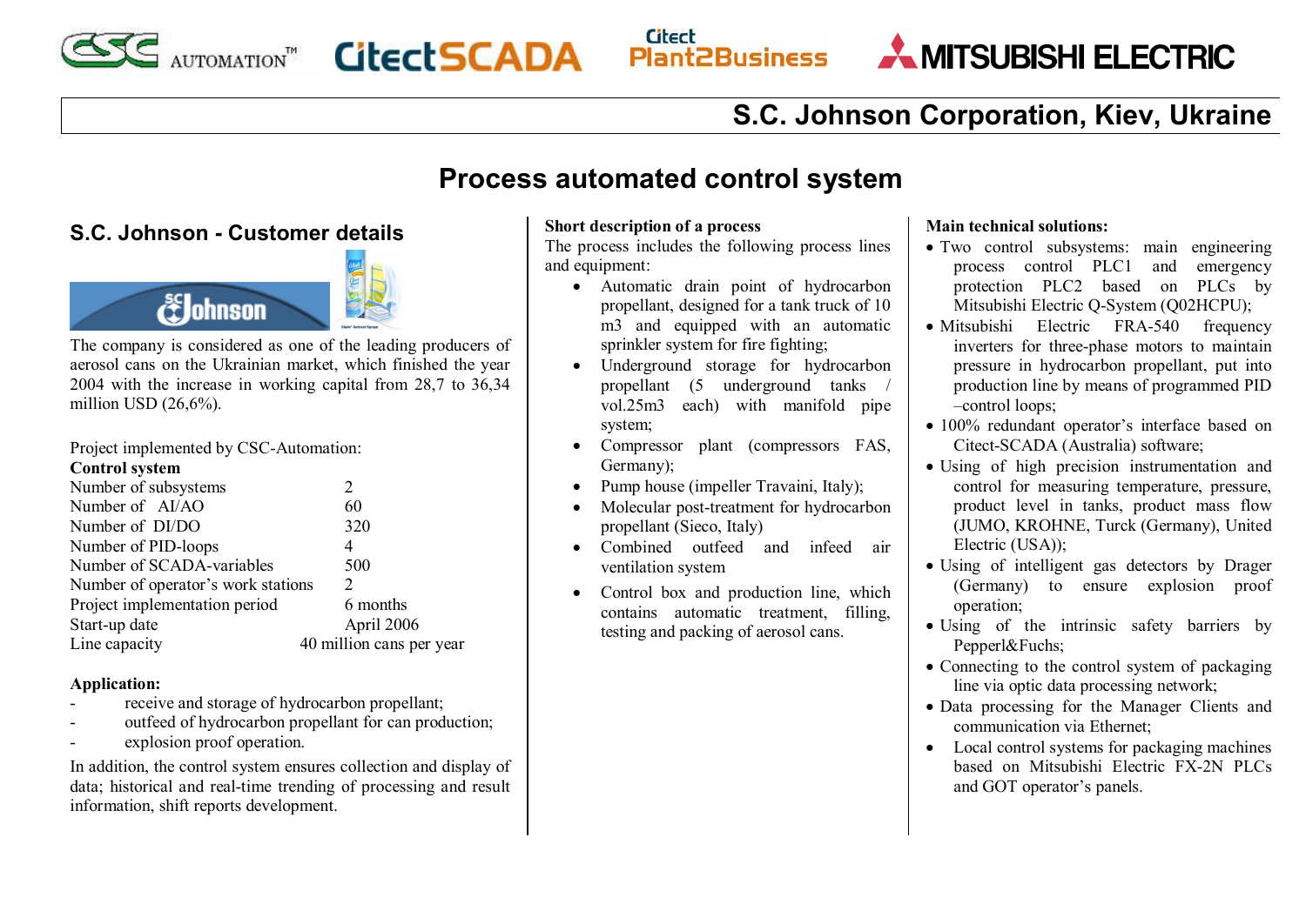# S.C. Johnson Corporation, Kiev, Ukraine

## Process automated control system

### S.C. Johnson - Customer details

The company is considered as one of the leading producers of aerosol cans on the Ukrainian market, which finished the year 2004 with the increase in working capital from 28,7 to 36,34 million USD (26,6%).

Project implemented by CSC-Automation:

**Control system**

| | |
|---|---|
| Number of subsystems | 2 |
| Number of AI/AO | 60 |
| Number of DI/DO | 320 |
| Number of PID-loops | 4 |
| Number of SCADA-variables | 500 |
| Number of operator's work stations | 2 |
| Project implementation period | 6 months |
| Start-up date | April 2006 |
| Line capacity | 40 million cans per year |

**Application:**

- receive and storage of hydrocarbon propellant;
- outfeed of hydrocarbon propellant for can production;
- explosion proof operation.

In addition, the control system ensures collection and display of data; historical and real-time trending of processing and result information, shift reports development.

**Short description of a process**

The process includes the following process lines and equipment:

- Automatic drain point of hydrocarbon propellant, designed for a tank truck of 10 m3 and equipped with an automatic sprinkler system for fire fighting;
- Underground storage for hydrocarbon propellant (5 underground tanks / vol.25m3 each) with manifold pipe system;
- Compressor plant (compressors FAS, Germany);
- Pump house (impeller Travaini, Italy);
- Molecular post-treatment for hydrocarbon propellant (Sieco, Italy)
- Combined outfeed and infeed air ventilation system
- Control box and production line, which contains automatic treatment, filling, testing and packing of aerosol cans.

**Main technical solutions:**

- Two control subsystems: main engineering process control PLC1 and emergency protection PLC2 based on PLCs by Mitsubishi Electric Q-System (Q02HCPU);
- Mitsubishi Electric FRA-540 frequency inverters for three-phase motors to maintain pressure in hydrocarbon propellant, put into production line by means of programmed PID –control loops;
- 100% redundant operator's interface based on Citect-SCADA (Australia) software;
- Using of high precision instrumentation and control for measuring temperature, pressure, product level in tanks, product mass flow (JUMO, KROHNE, Turck (Germany), United Electric (USA));
- Using of intelligent gas detectors by Drager (Germany) to ensure explosion proof operation;
- Using of the intrinsic safety barriers by Pepperl&Fuchs;
- Connecting to the control system of packaging line via optic data processing network;
- Data processing for the Manager Clients and communication via Ethernet;
- Local control systems for packaging machines based on Mitsubishi Electric FX-2N PLCs and GOT operator's panels.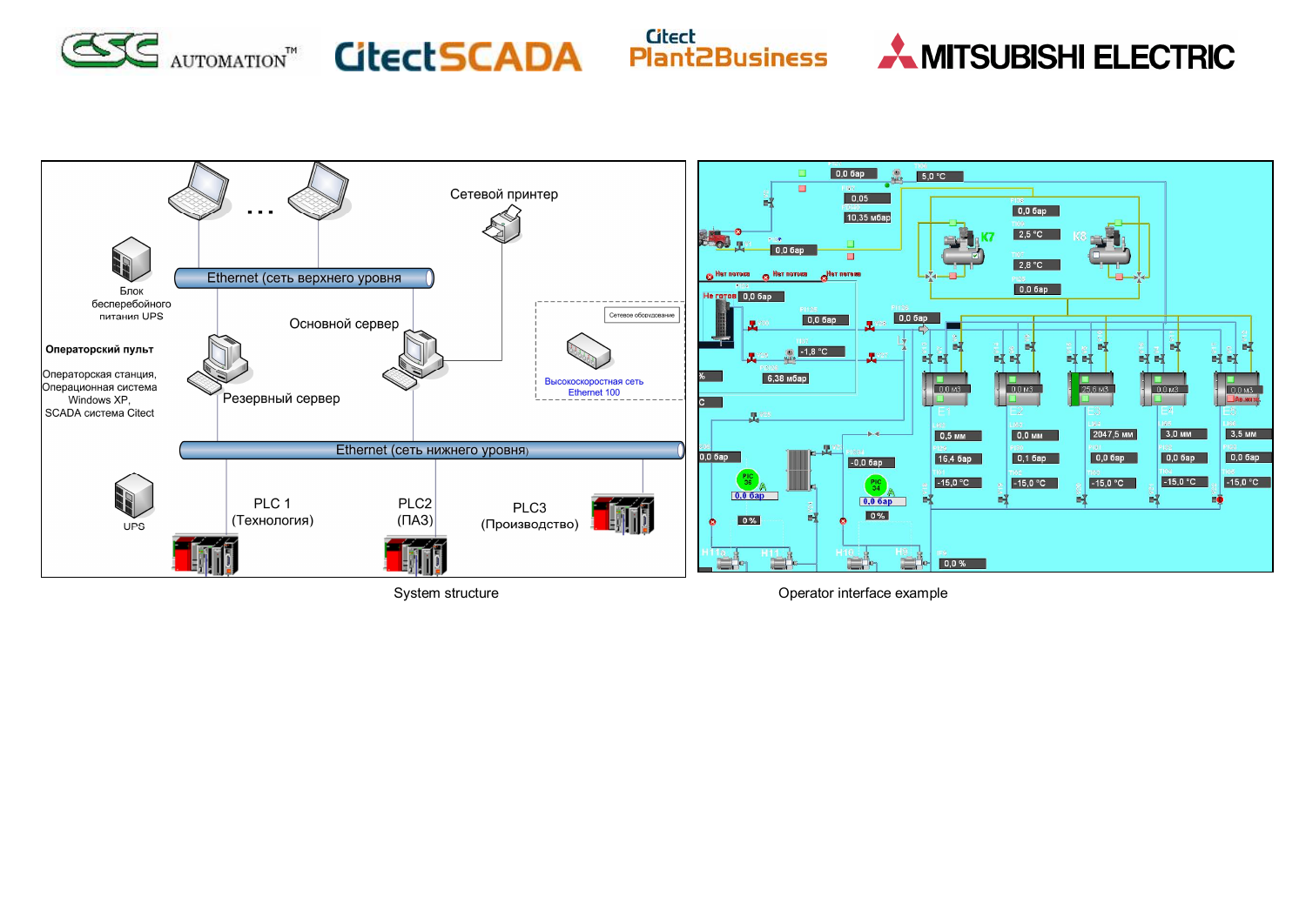CSC AUTOMATION™ | CitectSCADA | Citect Plant2Business | MITSUBISHI ELECTRIC

Сетевой принтер

Ethernet (сеть верхнего уровня)

Блок бесперебойного питания UPS

Основной сервер

Операторский пульт

Операторская станция, Операционная система Windows XP, SCADA система Citect

Резервный сервер

Сетевое оборудование

Высокоскоростная сеть Ethernet 100

Ethernet (сеть нижнего уровня)

UPS

PLC 1 (Технология)

PLC2 (ПАЗ)

PLC3 (Производство)

System structure

Operator interface example